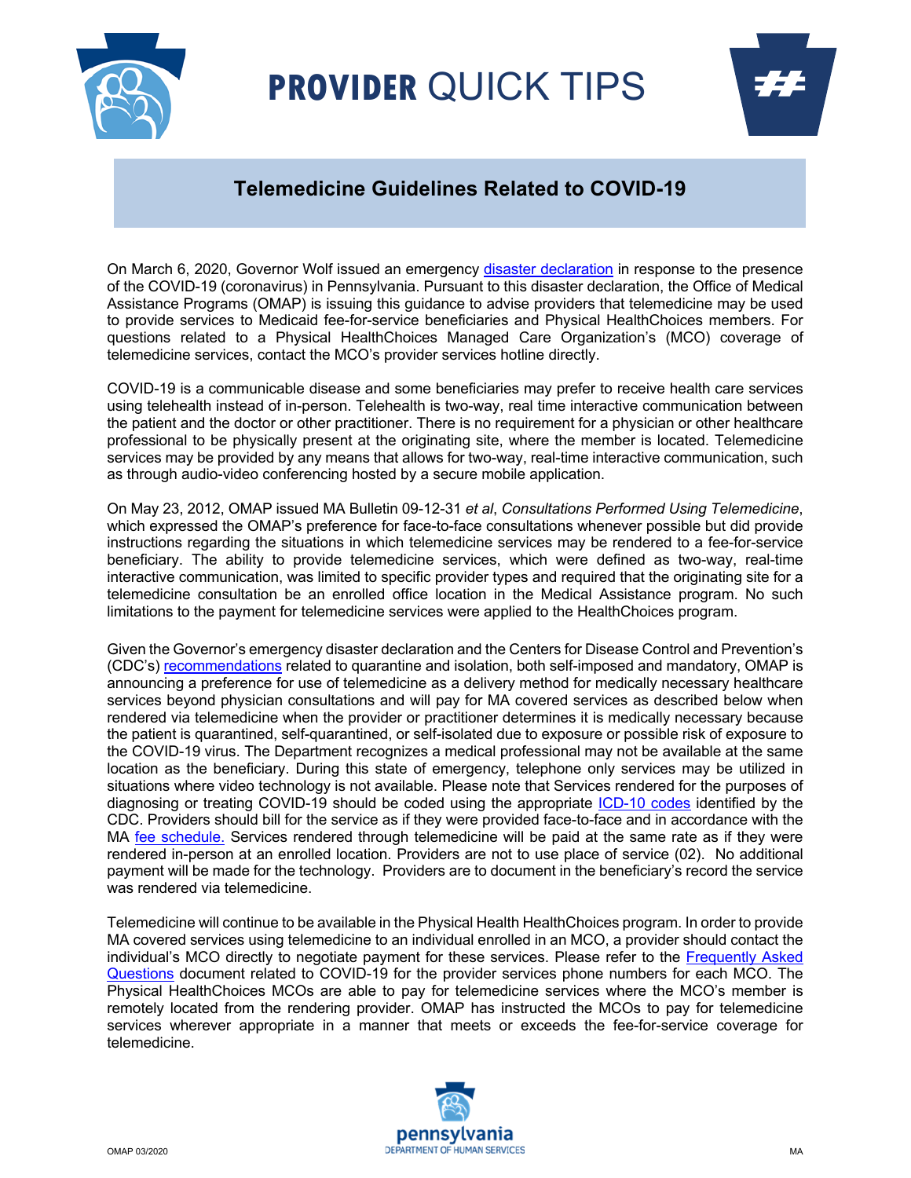# PROVIDER QUICK TIPS

## Telemedicine Guidelines Related to COVID-19

On March 6, 2020, Governor Wolf issued an emergency disaster declaration in response to the presence of the COVID-19 (coronavirus) in Pennsylvania. Pursuant to this disaster declaration, the Office of Medical Assistance Programs (OMAP) is issuing this guidance to advise providers that telemedicine may be used to provide services to Medicaid fee-for-service beneficiaries and Physical HealthChoices members. For questions related to a Physical HealthChoices Managed Care Organization's (MCO) coverage of telemedicine services, contact the MCO's provider services hotline directly.

COVID-19 is a communicable disease and some beneficiaries may prefer to receive health care services using telehealth instead of in-person. Telehealth is two-way, real time interactive communication between the patient and the doctor or other practitioner. There is no requirement for a physician or other healthcare professional to be physically present at the originating site, where the member is located. Telemedicine services may be provided by any means that allows for two-way, real-time interactive communication, such as through audio-video conferencing hosted by a secure mobile application.

On May 23, 2012, OMAP issued MA Bulletin 09-12-31 *et al*, *Consultations Performed Using Telemedicine*, which expressed the OMAP's preference for face-to-face consultations whenever possible but did provide instructions regarding the situations in which telemedicine services may be rendered to a fee-for-service beneficiary. The ability to provide telemedicine services, which were defined as two-way, real-time interactive communication, was limited to specific provider types and required that the originating site for a telemedicine consultation be an enrolled office location in the Medical Assistance program. No such limitations to the payment for telemedicine services were applied to the HealthChoices program.

Given the Governor's emergency disaster declaration and the Centers for Disease Control and Prevention's (CDC's) recommendations related to quarantine and isolation, both self-imposed and mandatory, OMAP is announcing a preference for use of telemedicine as a delivery method for medically necessary healthcare services beyond physician consultations and will pay for MA covered services as described below when rendered via telemedicine when the provider or practitioner determines it is medically necessary because the patient is quarantined, self-quarantined, or self-isolated due to exposure or possible risk of exposure to the COVID-19 virus. The Department recognizes a medical professional may not be available at the same location as the beneficiary. During this state of emergency, telephone only services may be utilized in situations where video technology is not available. Please note that Services rendered for the purposes of diagnosing or treating COVID-19 should be coded using the appropriate ICD-10 codes identified by the CDC. Providers should bill for the service as if they were provided face-to-face and in accordance with the MA fee schedule. Services rendered through telemedicine will be paid at the same rate as if they were rendered in-person at an enrolled location. Providers are not to use place of service (02). No additional payment will be made for the technology. Providers are to document in the beneficiary's record the service was rendered via telemedicine.

Telemedicine will continue to be available in the Physical Health HealthChoices program. In order to provide MA covered services using telemedicine to an individual enrolled in an MCO, a provider should contact the individual's MCO directly to negotiate payment for these services. Please refer to the Frequently Asked Questions document related to COVID-19 for the provider services phone numbers for each MCO. The Physical HealthChoices MCOs are able to pay for telemedicine services where the MCO's member is remotely located from the rendering provider. OMAP has instructed the MCOs to pay for telemedicine services wherever appropriate in a manner that meets or exceeds the fee-for-service coverage for telemedicine.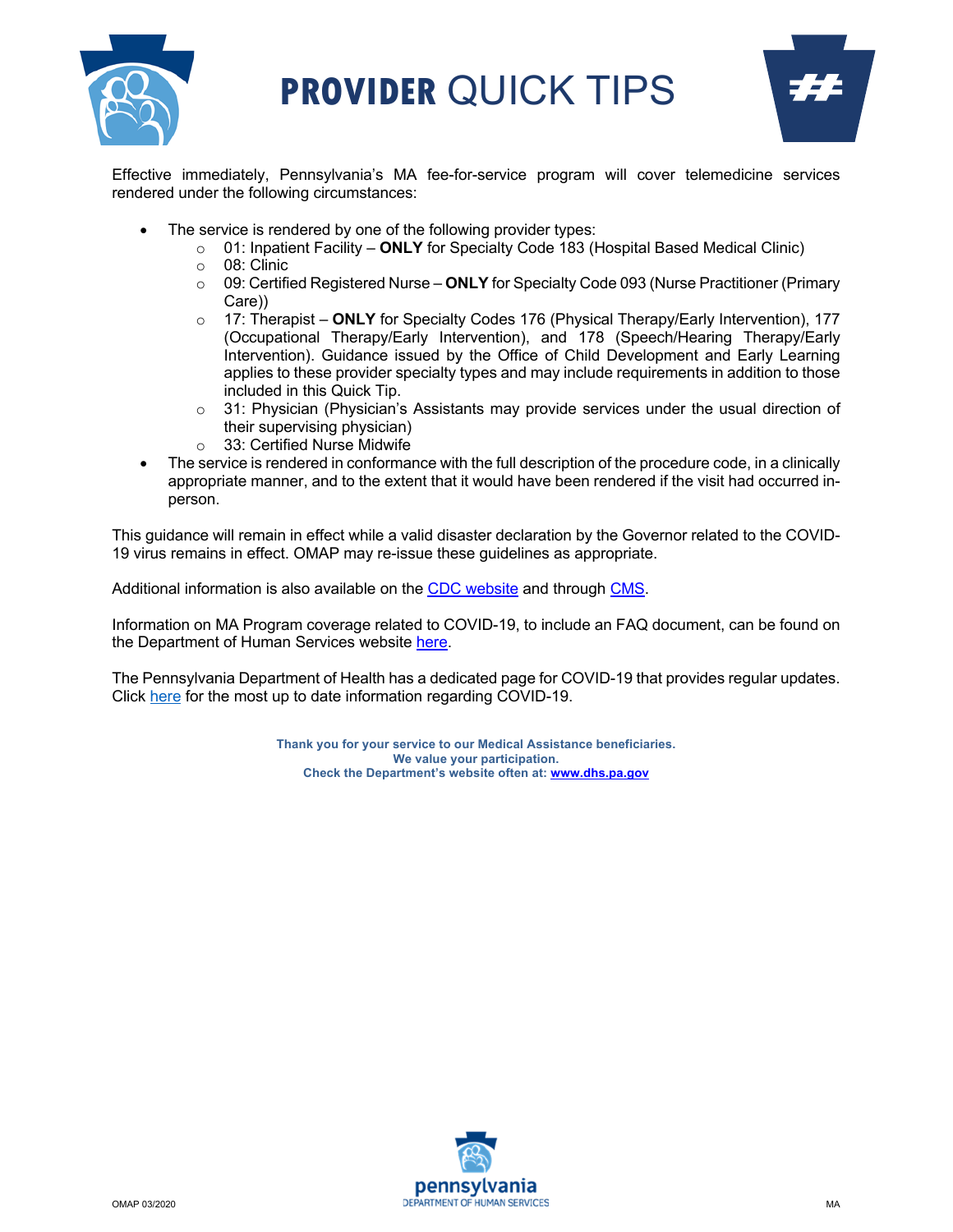# **PROVIDER** QUICK TIPS

Effective immediately, Pennsylvania's MA fee-for-service program will cover telemedicine services rendered under the following circumstances:

- The service is rendered by one of the following provider types:
  - 01: Inpatient Facility – **ONLY** for Specialty Code 183 (Hospital Based Medical Clinic)
  - 08: Clinic
  - 09: Certified Registered Nurse – **ONLY** for Specialty Code 093 (Nurse Practitioner (Primary Care))
  - 17: Therapist – **ONLY** for Specialty Codes 176 (Physical Therapy/Early Intervention), 177 (Occupational Therapy/Early Intervention), and 178 (Speech/Hearing Therapy/Early Intervention). Guidance issued by the Office of Child Development and Early Learning applies to these provider specialty types and may include requirements in addition to those included in this Quick Tip.
  - 31: Physician (Physician's Assistants may provide services under the usual direction of their supervising physician)
  - 33: Certified Nurse Midwife
- The service is rendered in conformance with the full description of the procedure code, in a clinically appropriate manner, and to the extent that it would have been rendered if the visit had occurred in-person.

This guidance will remain in effect while a valid disaster declaration by the Governor related to the COVID-19 virus remains in effect. OMAP may re-issue these guidelines as appropriate.

Additional information is also available on the CDC website and through CMS.

Information on MA Program coverage related to COVID-19, to include an FAQ document, can be found on the Department of Human Services website here.

The Pennsylvania Department of Health has a dedicated page for COVID-19 that provides regular updates. Click here for the most up to date information regarding COVID-19.

**Thank you for your service to our Medical Assistance beneficiaries.**
**We value your participation.**
**Check the Department's website often at: www.dhs.pa.gov**

pennsylvania
DEPARTMENT OF HUMAN SERVICES

OMAP 03/2020

MA